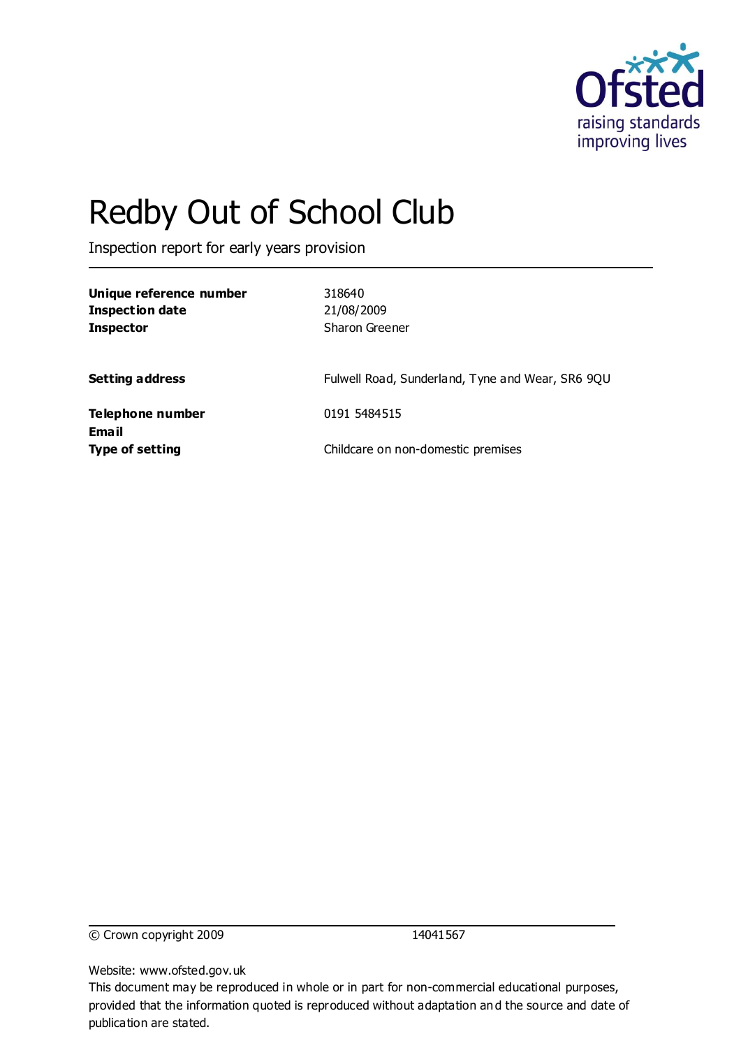Ofsted
raising standards
improving lives

# Redby Out of School Club

Inspection report for early years provision

| | |
|---|---|
| **Unique reference number** | 318640 |
| **Inspection date** | 21/08/2009 |
| **Inspector** | Sharon Greener |
| | |
| **Setting address** | Fulwell Road, Sunderland, Tyne and Wear, SR6 9QU |
| | |
| **Telephone number** | 0191 5484515 |
| **Email** | |
| **Type of setting** | Childcare on non-domestic premises |

© Crown copyright 2009 14041567

Website: www.ofsted.gov.uk

This document may be reproduced in whole or in part for non-commercial educational purposes, provided that the information quoted is reproduced without adaptation and the source and date of publication are stated.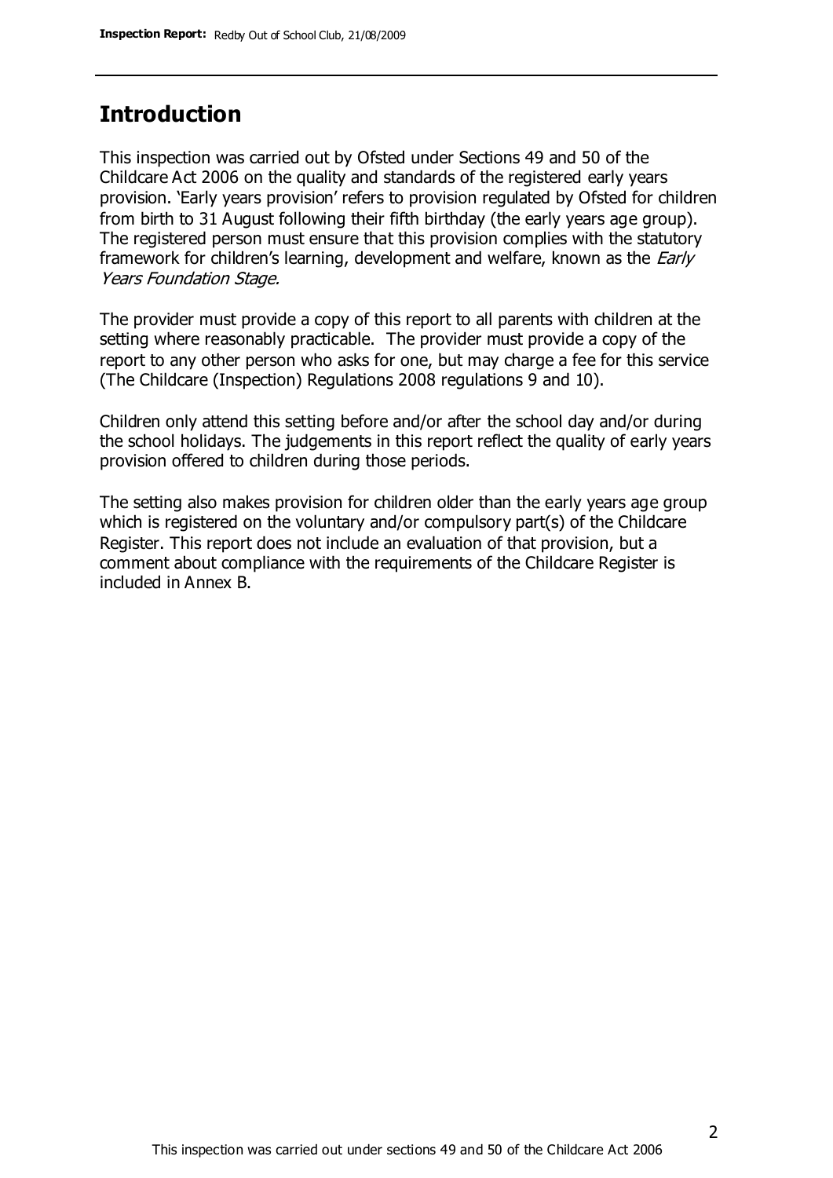## Introduction

This inspection was carried out by Ofsted under Sections 49 and 50 of the Childcare Act 2006 on the quality and standards of the registered early years provision. 'Early years provision' refers to provision regulated by Ofsted for children from birth to 31 August following their fifth birthday (the early years age group). The registered person must ensure that this provision complies with the statutory framework for children's learning, development and welfare, known as the *Early Years Foundation Stage.*

The provider must provide a copy of this report to all parents with children at the setting where reasonably practicable. The provider must provide a copy of the report to any other person who asks for one, but may charge a fee for this service (The Childcare (Inspection) Regulations 2008 regulations 9 and 10).

Children only attend this setting before and/or after the school day and/or during the school holidays. The judgements in this report reflect the quality of early years provision offered to children during those periods.

The setting also makes provision for children older than the early years age group which is registered on the voluntary and/or compulsory part(s) of the Childcare Register. This report does not include an evaluation of that provision, but a comment about compliance with the requirements of the Childcare Register is included in Annex B.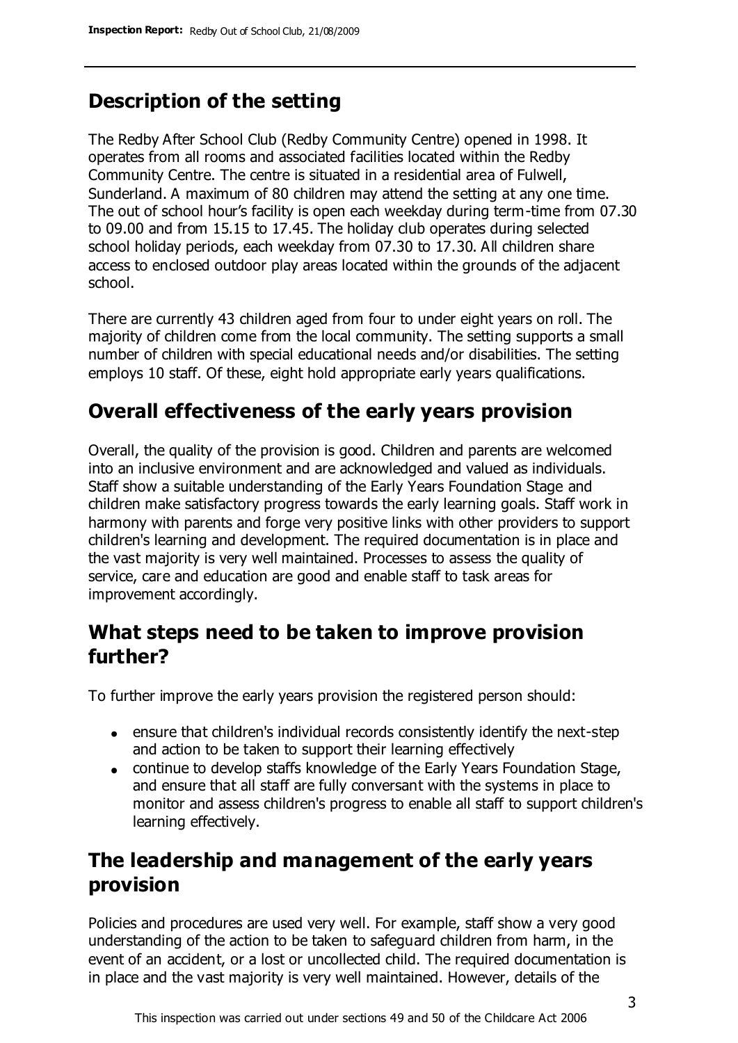## Description of the setting

The Redby After School Club (Redby Community Centre) opened in 1998. It operates from all rooms and associated facilities located within the Redby Community Centre. The centre is situated in a residential area of Fulwell, Sunderland. A maximum of 80 children may attend the setting at any one time. The out of school hour's facility is open each weekday during term-time from 07.30 to 09.00 and from 15.15 to 17.45. The holiday club operates during selected school holiday periods, each weekday from 07.30 to 17.30. All children share access to enclosed outdoor play areas located within the grounds of the adjacent school.

There are currently 43 children aged from four to under eight years on roll. The majority of children come from the local community. The setting supports a small number of children with special educational needs and/or disabilities. The setting employs 10 staff. Of these, eight hold appropriate early years qualifications.

## Overall effectiveness of the early years provision

Overall, the quality of the provision is good. Children and parents are welcomed into an inclusive environment and are acknowledged and valued as individuals. Staff show a suitable understanding of the Early Years Foundation Stage and children make satisfactory progress towards the early learning goals. Staff work in harmony with parents and forge very positive links with other providers to support children's learning and development. The required documentation is in place and the vast majority is very well maintained. Processes to assess the quality of service, care and education are good and enable staff to task areas for improvement accordingly.

## What steps need to be taken to improve provision further?

To further improve the early years provision the registered person should:

- ensure that children's individual records consistently identify the next-step and action to be taken to support their learning effectively
- continue to develop staffs knowledge of the Early Years Foundation Stage, and ensure that all staff are fully conversant with the systems in place to monitor and assess children's progress to enable all staff to support children's learning effectively.

## The leadership and management of the early years provision

Policies and procedures are used very well. For example, staff show a very good understanding of the action to be taken to safeguard children from harm, in the event of an accident, or a lost or uncollected child. The required documentation is in place and the vast majority is very well maintained. However, details of the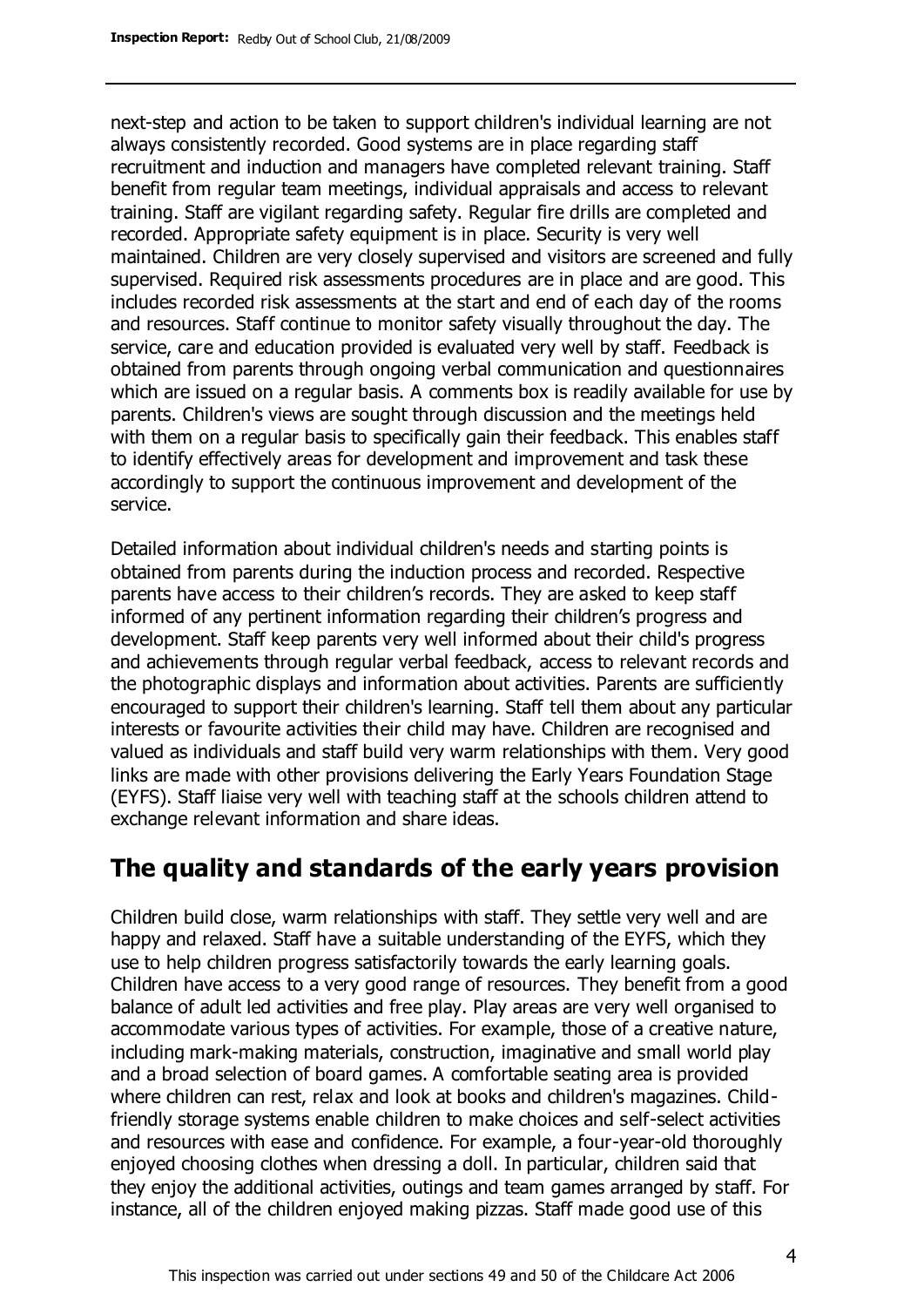next-step and action to be taken to support children's individual learning are not always consistently recorded. Good systems are in place regarding staff recruitment and induction and managers have completed relevant training. Staff benefit from regular team meetings, individual appraisals and access to relevant training. Staff are vigilant regarding safety. Regular fire drills are completed and recorded. Appropriate safety equipment is in place. Security is very well maintained. Children are very closely supervised and visitors are screened and fully supervised. Required risk assessments procedures are in place and are good. This includes recorded risk assessments at the start and end of each day of the rooms and resources. Staff continue to monitor safety visually throughout the day. The service, care and education provided is evaluated very well by staff. Feedback is obtained from parents through ongoing verbal communication and questionnaires which are issued on a regular basis. A comments box is readily available for use by parents. Children's views are sought through discussion and the meetings held with them on a regular basis to specifically gain their feedback. This enables staff to identify effectively areas for development and improvement and task these accordingly to support the continuous improvement and development of the service.

Detailed information about individual children's needs and starting points is obtained from parents during the induction process and recorded. Respective parents have access to their children's records. They are asked to keep staff informed of any pertinent information regarding their children's progress and development. Staff keep parents very well informed about their child's progress and achievements through regular verbal feedback, access to relevant records and the photographic displays and information about activities. Parents are sufficiently encouraged to support their children's learning. Staff tell them about any particular interests or favourite activities their child may have. Children are recognised and valued as individuals and staff build very warm relationships with them. Very good links are made with other provisions delivering the Early Years Foundation Stage (EYFS). Staff liaise very well with teaching staff at the schools children attend to exchange relevant information and share ideas.

## The quality and standards of the early years provision

Children build close, warm relationships with staff. They settle very well and are happy and relaxed. Staff have a suitable understanding of the EYFS, which they use to help children progress satisfactorily towards the early learning goals. Children have access to a very good range of resources. They benefit from a good balance of adult led activities and free play. Play areas are very well organised to accommodate various types of activities. For example, those of a creative nature, including mark-making materials, construction, imaginative and small world play and a broad selection of board games. A comfortable seating area is provided where children can rest, relax and look at books and children's magazines. Child-friendly storage systems enable children to make choices and self-select activities and resources with ease and confidence. For example, a four-year-old thoroughly enjoyed choosing clothes when dressing a doll. In particular, children said that they enjoy the additional activities, outings and team games arranged by staff. For instance, all of the children enjoyed making pizzas. Staff made good use of this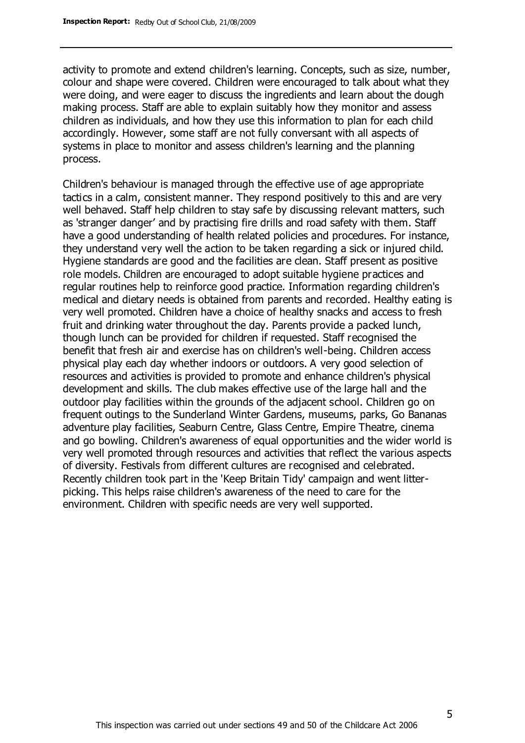activity to promote and extend children's learning. Concepts, such as size, number, colour and shape were covered. Children were encouraged to talk about what they were doing, and were eager to discuss the ingredients and learn about the dough making process. Staff are able to explain suitably how they monitor and assess children as individuals, and how they use this information to plan for each child accordingly. However, some staff are not fully conversant with all aspects of systems in place to monitor and assess children's learning and the planning process.

Children's behaviour is managed through the effective use of age appropriate tactics in a calm, consistent manner. They respond positively to this and are very well behaved. Staff help children to stay safe by discussing relevant matters, such as 'stranger danger' and by practising fire drills and road safety with them. Staff have a good understanding of health related policies and procedures. For instance, they understand very well the action to be taken regarding a sick or injured child. Hygiene standards are good and the facilities are clean. Staff present as positive role models. Children are encouraged to adopt suitable hygiene practices and regular routines help to reinforce good practice. Information regarding children's medical and dietary needs is obtained from parents and recorded. Healthy eating is very well promoted. Children have a choice of healthy snacks and access to fresh fruit and drinking water throughout the day. Parents provide a packed lunch, though lunch can be provided for children if requested. Staff recognised the benefit that fresh air and exercise has on children's well-being. Children access physical play each day whether indoors or outdoors. A very good selection of resources and activities is provided to promote and enhance children's physical development and skills. The club makes effective use of the large hall and the outdoor play facilities within the grounds of the adjacent school. Children go on frequent outings to the Sunderland Winter Gardens, museums, parks, Go Bananas adventure play facilities, Seaburn Centre, Glass Centre, Empire Theatre, cinema and go bowling. Children's awareness of equal opportunities and the wider world is very well promoted through resources and activities that reflect the various aspects of diversity. Festivals from different cultures are recognised and celebrated. Recently children took part in the 'Keep Britain Tidy' campaign and went litter-picking. This helps raise children's awareness of the need to care for the environment. Children with specific needs are very well supported.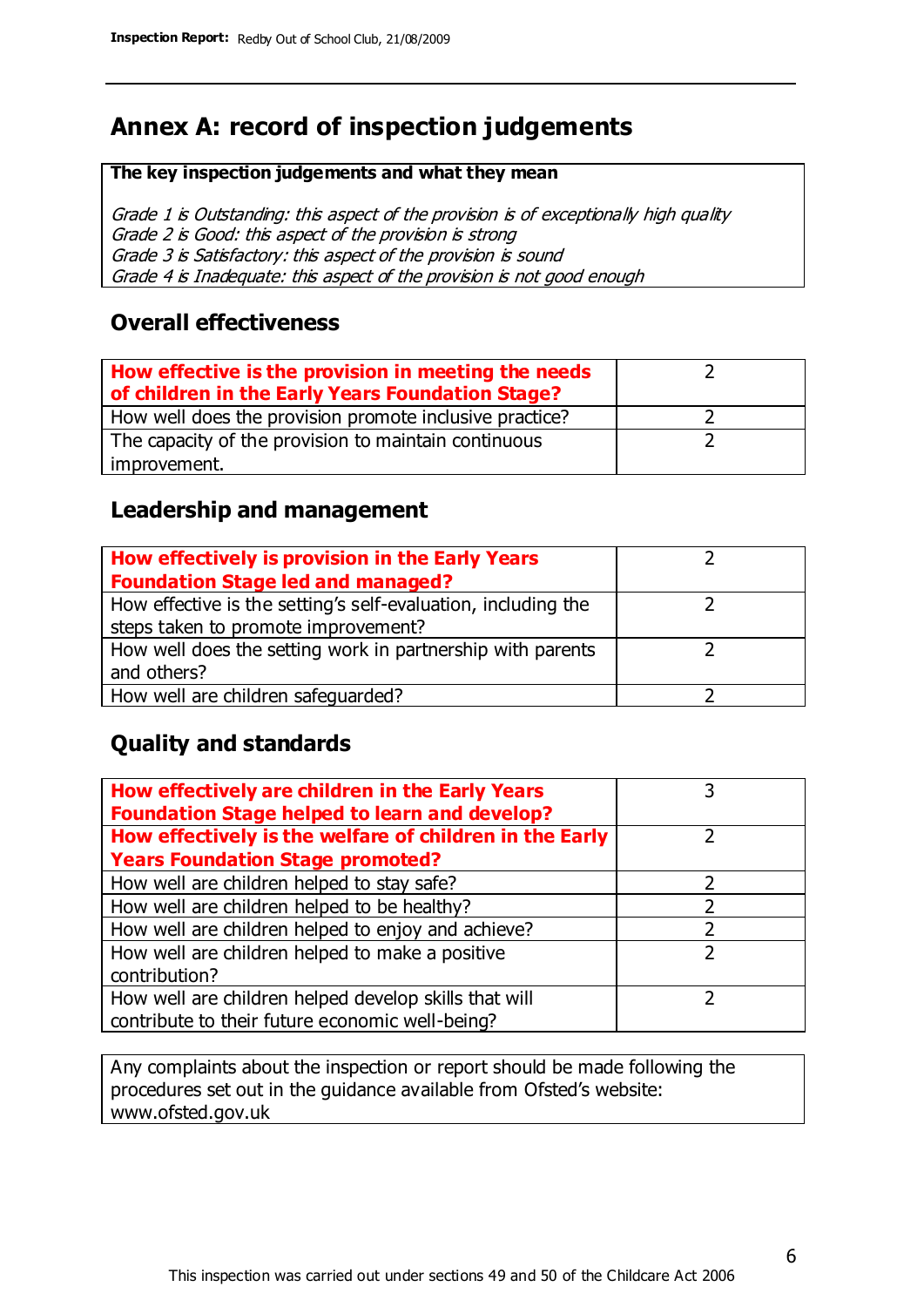## Annex A: record of inspection judgements

| The key inspection judgements and what they mean |
|---|
| *Grade 1 is Outstanding: this aspect of the provision is of exceptionally high quality*<br>*Grade 2 is Good: this aspect of the provision is strong*<br>*Grade 3 is Satisfactory: this aspect of the provision is sound*<br>*Grade 4 is Inadequate: this aspect of the provision is not good enough* |

### Overall effectiveness

| | |
|---|---|
| **How effective is the provision in meeting the needs of children in the Early Years Foundation Stage?** | 2 |
| How well does the provision promote inclusive practice? | 2 |
| The capacity of the provision to maintain continuous improvement. | 2 |

### Leadership and management

| | |
|---|---|
| **How effectively is provision in the Early Years Foundation Stage led and managed?** | 2 |
| How effective is the setting's self-evaluation, including the steps taken to promote improvement? | 2 |
| How well does the setting work in partnership with parents and others? | 2 |
| How well are children safeguarded? | 2 |

### Quality and standards

| | |
|---|---|
| **How effectively are children in the Early Years Foundation Stage helped to learn and develop?** | 3 |
| **How effectively is the welfare of children in the Early Years Foundation Stage promoted?** | 2 |
| How well are children helped to stay safe? | 2 |
| How well are children helped to be healthy? | 2 |
| How well are children helped to enjoy and achieve? | 2 |
| How well are children helped to make a positive contribution? | 2 |
| How well are children helped develop skills that will contribute to their future economic well-being? | 2 |

Any complaints about the inspection or report should be made following the procedures set out in the guidance available from Ofsted's website: www.ofsted.gov.uk

This inspection was carried out under sections 49 and 50 of the Childcare Act 2006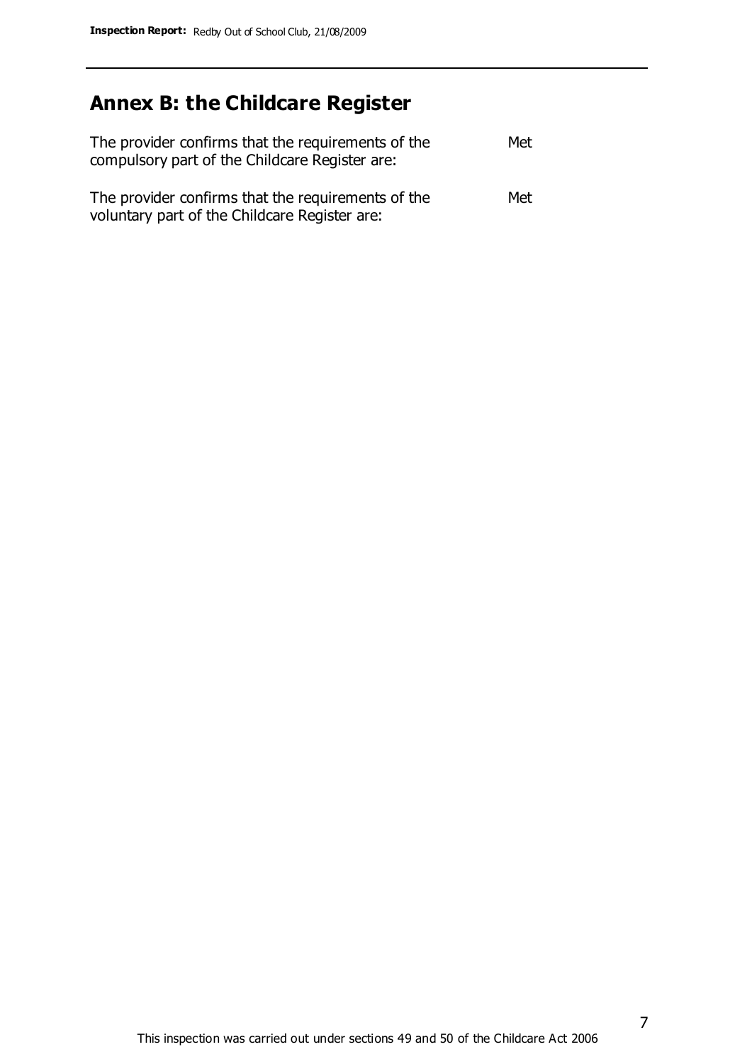## Annex B: the Childcare Register

| | |
|---|---|
| The provider confirms that the requirements of the compulsory part of the Childcare Register are: | Met |
| The provider confirms that the requirements of the voluntary part of the Childcare Register are: | Met |

This inspection was carried out under sections 49 and 50 of the Childcare Act 2006